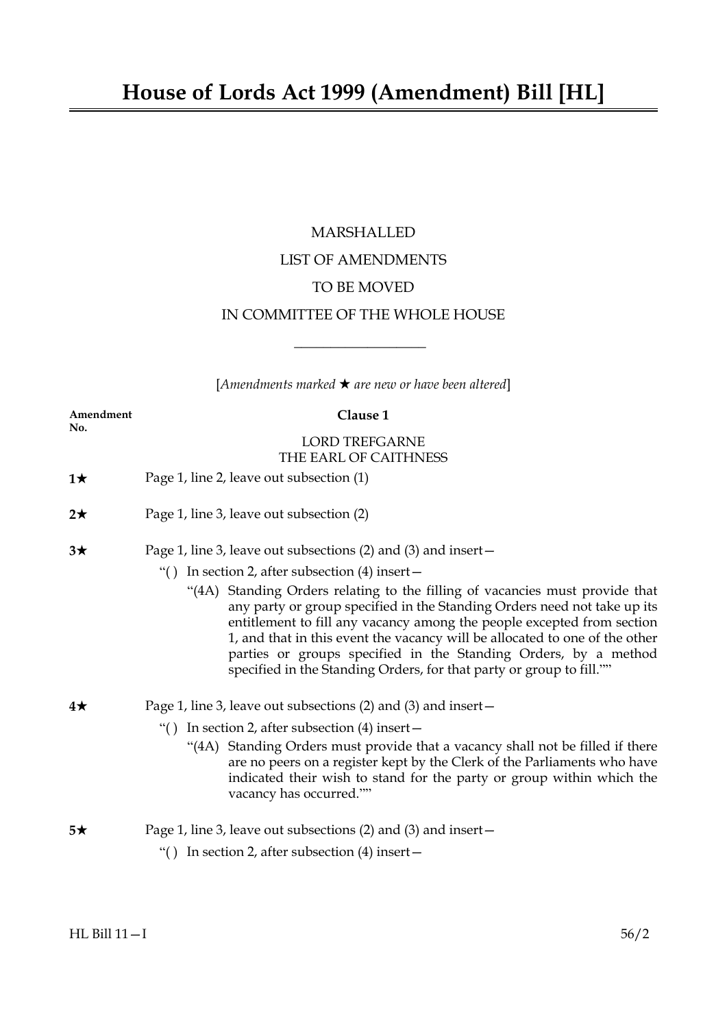# House of Lords Act 1999 (Amendment) Bill [HL]

MARSHALLED

LIST OF AMENDMENTS

TO BE MOVED

IN COMMITTEE OF THE WHOLE HOUSE

---

[*Amendments marked ★ are new or have been altered*]

**Amendment No.**

**Clause 1**

LORD TREFGARNE
THE EARL OF CAITHNESS

**1★** Page 1, line 2, leave out subsection (1)

**2★** Page 1, line 3, leave out subsection (2)

**3★** Page 1, line 3, leave out subsections (2) and (3) and insert—

"( ) In section 2, after subsection (4) insert—

"(4A) Standing Orders relating to the filling of vacancies must provide that any party or group specified in the Standing Orders need not take up its entitlement to fill any vacancy among the people excepted from section 1, and that in this event the vacancy will be allocated to one of the other parties or groups specified in the Standing Orders, by a method specified in the Standing Orders, for that party or group to fill.""

**4★** Page 1, line 3, leave out subsections (2) and (3) and insert—

"( ) In section 2, after subsection (4) insert—

"(4A) Standing Orders must provide that a vacancy shall not be filled if there are no peers on a register kept by the Clerk of the Parliaments who have indicated their wish to stand for the party or group within which the vacancy has occurred.""

**5★** Page 1, line 3, leave out subsections (2) and (3) and insert—

"( ) In section 2, after subsection (4) insert—

HL Bill 11—I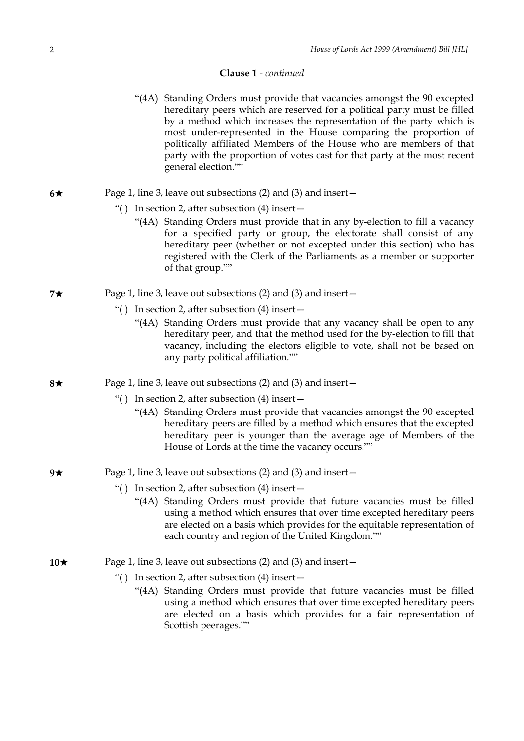**Clause 1** - *continued*

"(4A) Standing Orders must provide that vacancies amongst the 90 excepted hereditary peers which are reserved for a political party must be filled by a method which increases the representation of the party which is most under-represented in the House comparing the proportion of politically affiliated Members of the House who are members of that party with the proportion of votes cast for that party at the most recent general election.""

**6★** Page 1, line 3, leave out subsections (2) and (3) and insert—

"( ) In section 2, after subsection (4) insert—

"(4A) Standing Orders must provide that in any by-election to fill a vacancy for a specified party or group, the electorate shall consist of any hereditary peer (whether or not excepted under this section) who has registered with the Clerk of the Parliaments as a member or supporter of that group.""

**7★** Page 1, line 3, leave out subsections (2) and (3) and insert—

"( ) In section 2, after subsection (4) insert—

"(4A) Standing Orders must provide that any vacancy shall be open to any hereditary peer, and that the method used for the by-election to fill that vacancy, including the electors eligible to vote, shall not be based on any party political affiliation.""

**8★** Page 1, line 3, leave out subsections (2) and (3) and insert—

"( ) In section 2, after subsection (4) insert—

"(4A) Standing Orders must provide that vacancies amongst the 90 excepted hereditary peers are filled by a method which ensures that the excepted hereditary peer is younger than the average age of Members of the House of Lords at the time the vacancy occurs.""

**9★** Page 1, line 3, leave out subsections (2) and (3) and insert—

"( ) In section 2, after subsection (4) insert—

"(4A) Standing Orders must provide that future vacancies must be filled using a method which ensures that over time excepted hereditary peers are elected on a basis which provides for the equitable representation of each country and region of the United Kingdom.""

**10★** Page 1, line 3, leave out subsections (2) and (3) and insert—

"( ) In section 2, after subsection (4) insert—

"(4A) Standing Orders must provide that future vacancies must be filled using a method which ensures that over time excepted hereditary peers are elected on a basis which provides for a fair representation of Scottish peerages.""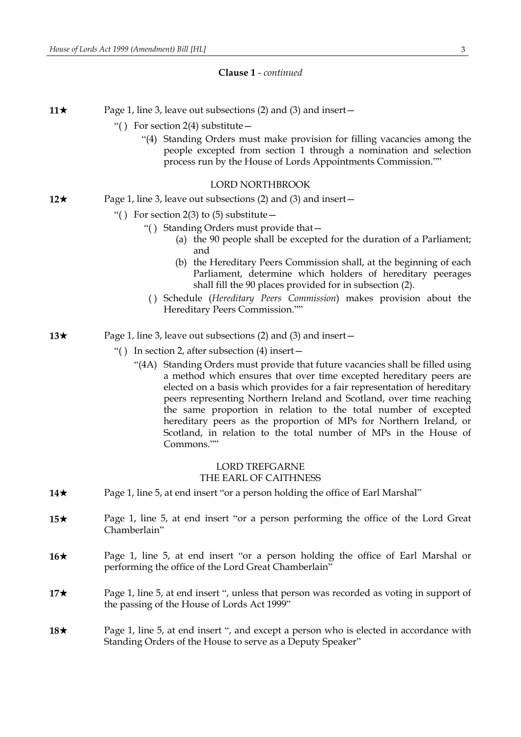**Clause 1** - *continued*

**11★** Page 1, line 3, leave out subsections (2) and (3) and insert—

"( ) For section 2(4) substitute—

"(4) Standing Orders must make provision for filling vacancies among the people excepted from section 1 through a nomination and selection process run by the House of Lords Appointments Commission.""

LORD NORTHBROOK

**12★** Page 1, line 3, leave out subsections (2) and (3) and insert—

"( ) For section 2(3) to (5) substitute—

"( ) Standing Orders must provide that—

(a) the 90 people shall be excepted for the duration of a Parliament; and

(b) the Hereditary Peers Commission shall, at the beginning of each Parliament, determine which holders of hereditary peerages shall fill the 90 places provided for in subsection (2).

( ) Schedule (*Hereditary Peers Commission*) makes provision about the Hereditary Peers Commission.""

**13★** Page 1, line 3, leave out subsections (2) and (3) and insert—

"( ) In section 2, after subsection (4) insert—

"(4A) Standing Orders must provide that future vacancies shall be filled using a method which ensures that over time excepted hereditary peers are elected on a basis which provides for a fair representation of hereditary peers representing Northern Ireland and Scotland, over time reaching the same proportion in relation to the total number of excepted hereditary peers as the proportion of MPs for Northern Ireland, or Scotland, in relation to the total number of MPs in the House of Commons.""

LORD TREFGARNE
THE EARL OF CAITHNESS

**14★** Page 1, line 5, at end insert "or a person holding the office of Earl Marshal"

**15★** Page 1, line 5, at end insert "or a person performing the office of the Lord Great Chamberlain"

**16★** Page 1, line 5, at end insert "or a person holding the office of Earl Marshal or performing the office of the Lord Great Chamberlain"

**17★** Page 1, line 5, at end insert ", unless that person was recorded as voting in support of the passing of the House of Lords Act 1999"

**18★** Page 1, line 5, at end insert ", and except a person who is elected in accordance with Standing Orders of the House to serve as a Deputy Speaker"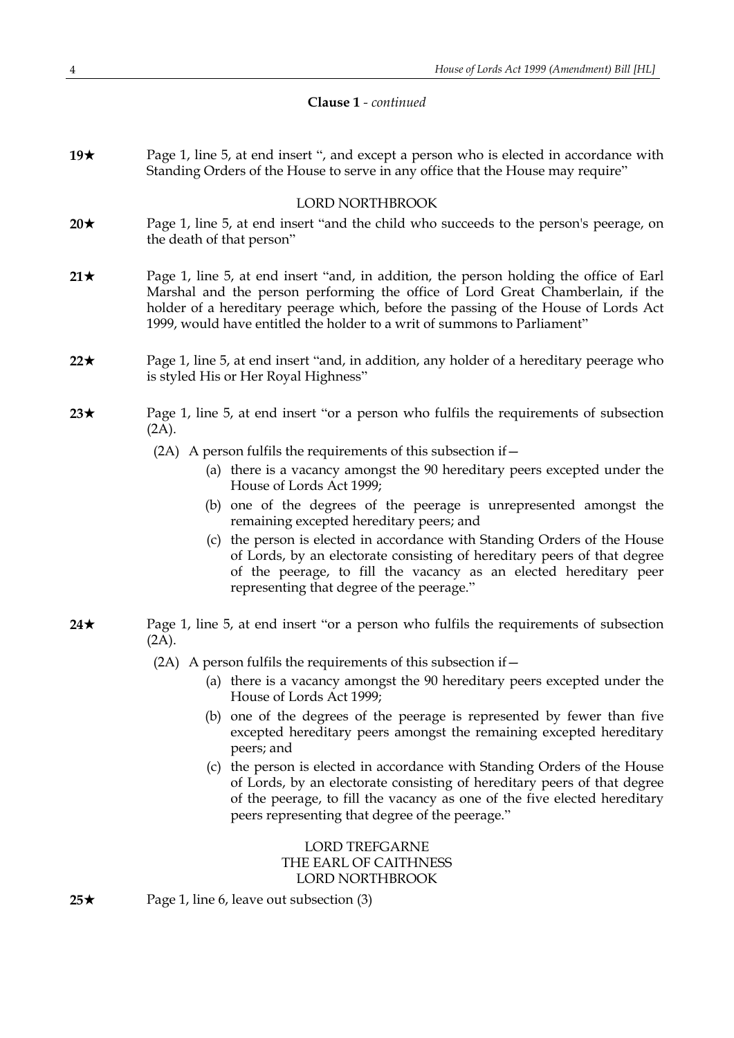**Clause 1** - *continued*

**19★** Page 1, line 5, at end insert ", and except a person who is elected in accordance with Standing Orders of the House to serve in any office that the House may require"

LORD NORTHBROOK

**20★** Page 1, line 5, at end insert "and the child who succeeds to the person's peerage, on the death of that person"

**21★** Page 1, line 5, at end insert "and, in addition, the person holding the office of Earl Marshal and the person performing the office of Lord Great Chamberlain, if the holder of a hereditary peerage which, before the passing of the House of Lords Act 1999, would have entitled the holder to a writ of summons to Parliament"

**22★** Page 1, line 5, at end insert "and, in addition, any holder of a hereditary peerage who is styled His or Her Royal Highness"

**23★** Page 1, line 5, at end insert "or a person who fulfils the requirements of subsection (2A).

(2A) A person fulfils the requirements of this subsection if—

(a) there is a vacancy amongst the 90 hereditary peers excepted under the House of Lords Act 1999;

(b) one of the degrees of the peerage is unrepresented amongst the remaining excepted hereditary peers; and

(c) the person is elected in accordance with Standing Orders of the House of Lords, by an electorate consisting of hereditary peers of that degree of the peerage, to fill the vacancy as an elected hereditary peer representing that degree of the peerage."

**24★** Page 1, line 5, at end insert "or a person who fulfils the requirements of subsection (2A).

(2A) A person fulfils the requirements of this subsection if—

(a) there is a vacancy amongst the 90 hereditary peers excepted under the House of Lords Act 1999;

(b) one of the degrees of the peerage is represented by fewer than five excepted hereditary peers amongst the remaining excepted hereditary peers; and

(c) the person is elected in accordance with Standing Orders of the House of Lords, by an electorate consisting of hereditary peers of that degree of the peerage, to fill the vacancy as one of the five elected hereditary peers representing that degree of the peerage."

LORD TREFGARNE
THE EARL OF CAITHNESS
LORD NORTHBROOK

**25★** Page 1, line 6, leave out subsection (3)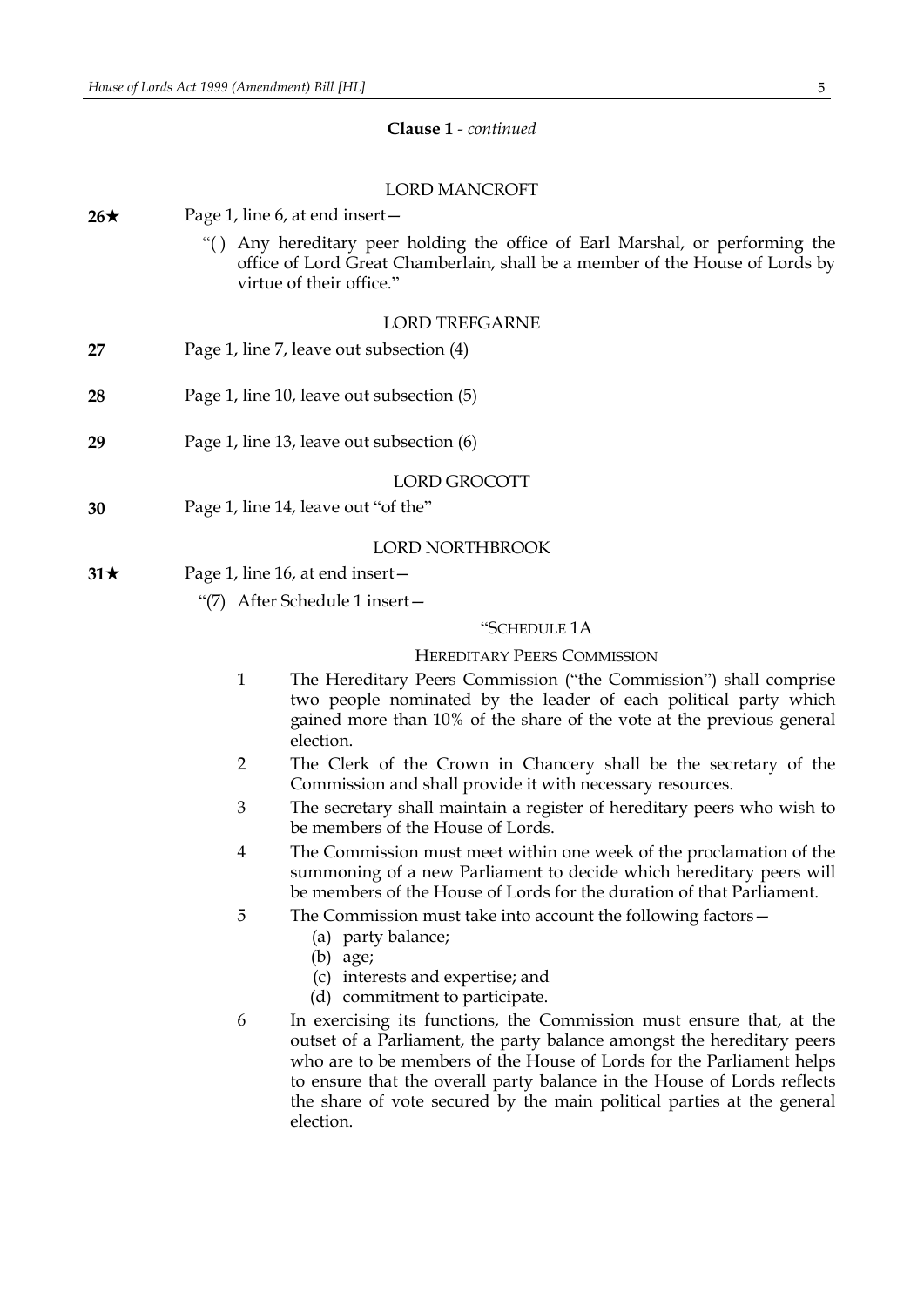**Clause 1** - *continued*

LORD MANCROFT

**26★** Page 1, line 6, at end insert—

"( ) Any hereditary peer holding the office of Earl Marshal, or performing the office of Lord Great Chamberlain, shall be a member of the House of Lords by virtue of their office."

LORD TREFGARNE

**27** Page 1, line 7, leave out subsection (4)

**28** Page 1, line 10, leave out subsection (5)

**29** Page 1, line 13, leave out subsection (6)

LORD GROCOTT

**30** Page 1, line 14, leave out "of the"

LORD NORTHBROOK

**31★** Page 1, line 16, at end insert—

"(7) After Schedule 1 insert—

"SCHEDULE 1A

HEREDITARY PEERS COMMISSION

1 The Hereditary Peers Commission ("the Commission") shall comprise two people nominated by the leader of each political party which gained more than 10% of the share of the vote at the previous general election.

2 The Clerk of the Crown in Chancery shall be the secretary of the Commission and shall provide it with necessary resources.

3 The secretary shall maintain a register of hereditary peers who wish to be members of the House of Lords.

4 The Commission must meet within one week of the proclamation of the summoning of a new Parliament to decide which hereditary peers will be members of the House of Lords for the duration of that Parliament.

5 The Commission must take into account the following factors—
   (a) party balance;
   (b) age;
   (c) interests and expertise; and
   (d) commitment to participate.

6 In exercising its functions, the Commission must ensure that, at the outset of a Parliament, the party balance amongst the hereditary peers who are to be members of the House of Lords for the Parliament helps to ensure that the overall party balance in the House of Lords reflects the share of vote secured by the main political parties at the general election.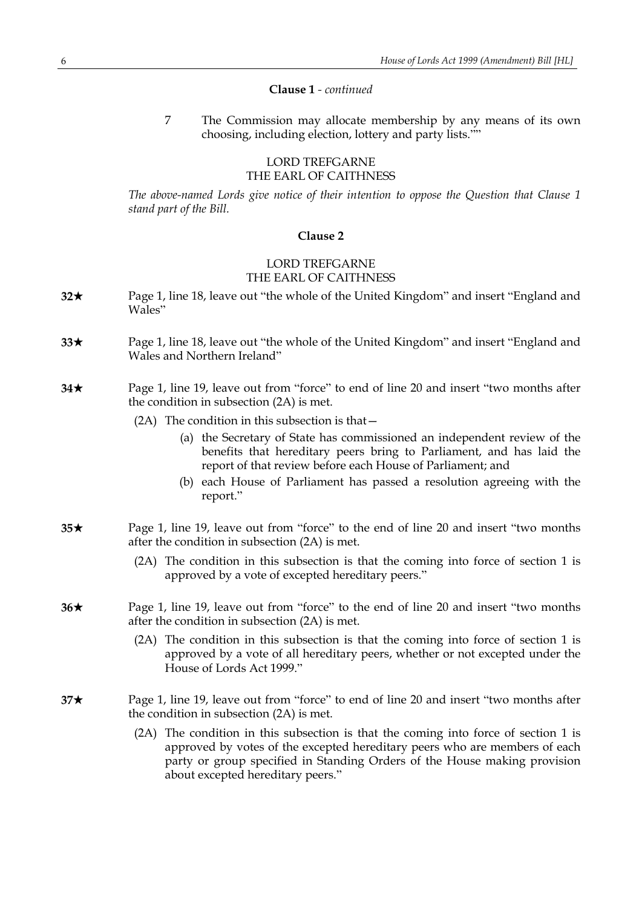**Clause 1** - *continued*

7 The Commission may allocate membership by any means of its own choosing, including election, lottery and party lists.""

LORD TREFGARNE
THE EARL OF CAITHNESS

*The above-named Lords give notice of their intention to oppose the Question that Clause 1 stand part of the Bill.*

**Clause 2**

LORD TREFGARNE
THE EARL OF CAITHNESS

**32★** Page 1, line 18, leave out "the whole of the United Kingdom" and insert "England and Wales"

**33★** Page 1, line 18, leave out "the whole of the United Kingdom" and insert "England and Wales and Northern Ireland"

**34★** Page 1, line 19, leave out from "force" to end of line 20 and insert "two months after the condition in subsection (2A) is met.

(2A) The condition in this subsection is that—

(a) the Secretary of State has commissioned an independent review of the benefits that hereditary peers bring to Parliament, and has laid the report of that review before each House of Parliament; and

(b) each House of Parliament has passed a resolution agreeing with the report."

**35★** Page 1, line 19, leave out from "force" to the end of line 20 and insert "two months after the condition in subsection (2A) is met.

(2A) The condition in this subsection is that the coming into force of section 1 is approved by a vote of excepted hereditary peers."

**36★** Page 1, line 19, leave out from "force" to the end of line 20 and insert "two months after the condition in subsection (2A) is met.

(2A) The condition in this subsection is that the coming into force of section 1 is approved by a vote of all hereditary peers, whether or not excepted under the House of Lords Act 1999."

**37★** Page 1, line 19, leave out from "force" to end of line 20 and insert "two months after the condition in subsection (2A) is met.

(2A) The condition in this subsection is that the coming into force of section 1 is approved by votes of the excepted hereditary peers who are members of each party or group specified in Standing Orders of the House making provision about excepted hereditary peers."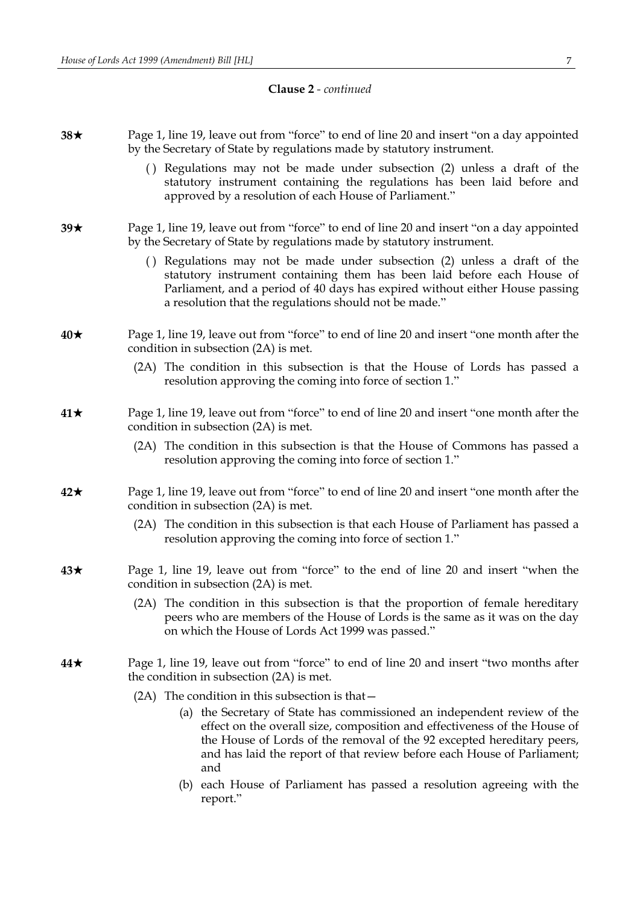**Clause 2** - *continued*

**38★** Page 1, line 19, leave out from "force" to end of line 20 and insert "on a day appointed by the Secretary of State by regulations made by statutory instrument.

( ) Regulations may not be made under subsection (2) unless a draft of the statutory instrument containing the regulations has been laid before and approved by a resolution of each House of Parliament."

**39★** Page 1, line 19, leave out from "force" to end of line 20 and insert "on a day appointed by the Secretary of State by regulations made by statutory instrument.

( ) Regulations may not be made under subsection (2) unless a draft of the statutory instrument containing them has been laid before each House of Parliament, and a period of 40 days has expired without either House passing a resolution that the regulations should not be made."

**40★** Page 1, line 19, leave out from "force" to end of line 20 and insert "one month after the condition in subsection (2A) is met.

(2A) The condition in this subsection is that the House of Lords has passed a resolution approving the coming into force of section 1."

**41★** Page 1, line 19, leave out from "force" to end of line 20 and insert "one month after the condition in subsection (2A) is met.

(2A) The condition in this subsection is that the House of Commons has passed a resolution approving the coming into force of section 1."

**42★** Page 1, line 19, leave out from "force" to end of line 20 and insert "one month after the condition in subsection (2A) is met.

(2A) The condition in this subsection is that each House of Parliament has passed a resolution approving the coming into force of section 1."

**43★** Page 1, line 19, leave out from "force" to the end of line 20 and insert "when the condition in subsection (2A) is met.

(2A) The condition in this subsection is that the proportion of female hereditary peers who are members of the House of Lords is the same as it was on the day on which the House of Lords Act 1999 was passed."

**44★** Page 1, line 19, leave out from "force" to end of line 20 and insert "two months after the condition in subsection (2A) is met.

(2A) The condition in this subsection is that—

(a) the Secretary of State has commissioned an independent review of the effect on the overall size, composition and effectiveness of the House of the House of Lords of the removal of the 92 excepted hereditary peers, and has laid the report of that review before each House of Parliament; and

(b) each House of Parliament has passed a resolution agreeing with the report."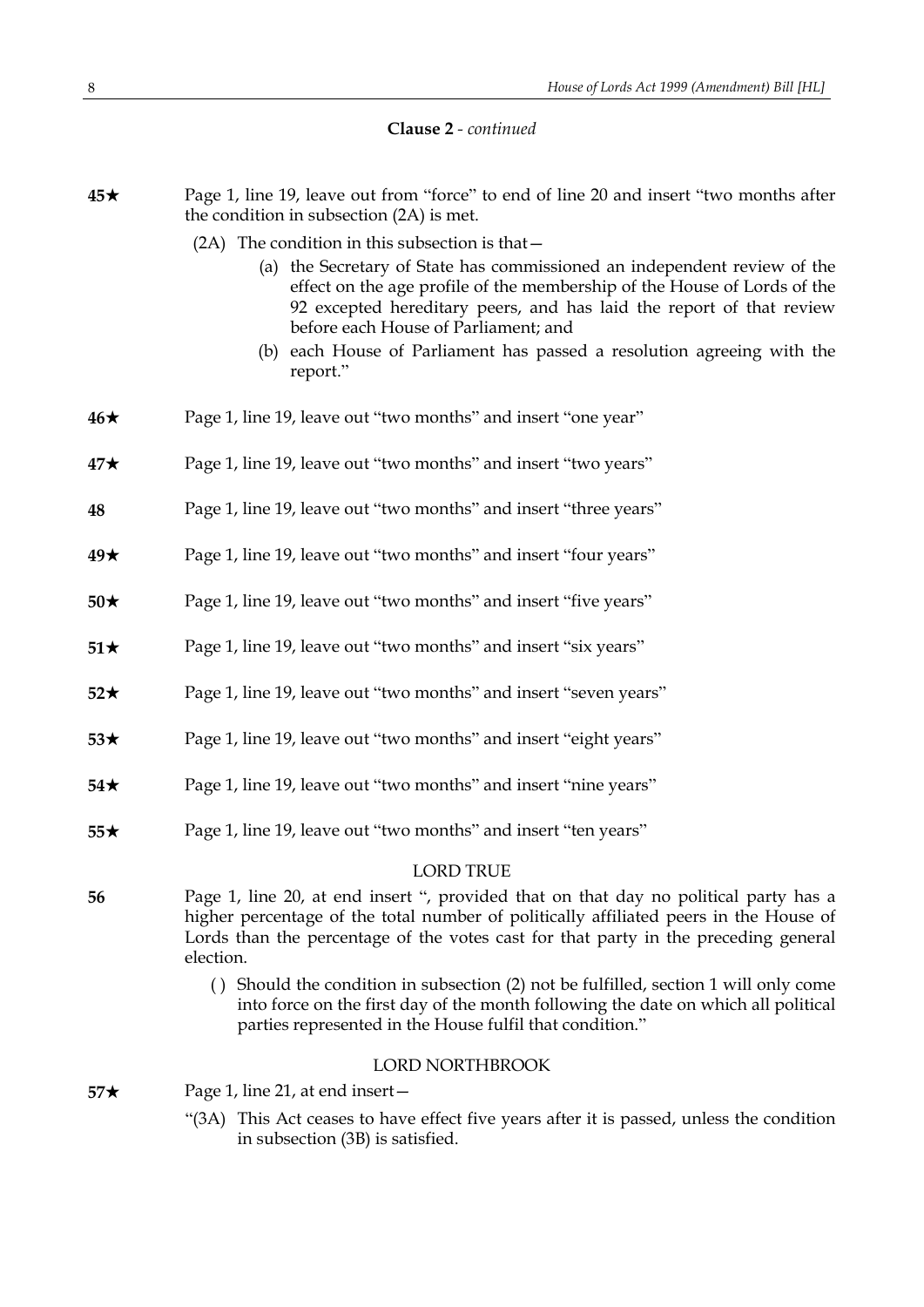**Clause 2** - *continued*

**45★** Page 1, line 19, leave out from "force" to end of line 20 and insert "two months after the condition in subsection (2A) is met.

(2A) The condition in this subsection is that—

(a) the Secretary of State has commissioned an independent review of the effect on the age profile of the membership of the House of Lords of the 92 excepted hereditary peers, and has laid the report of that review before each House of Parliament; and

(b) each House of Parliament has passed a resolution agreeing with the report."

**46★** Page 1, line 19, leave out "two months" and insert "one year"

**47★** Page 1, line 19, leave out "two months" and insert "two years"

**48** Page 1, line 19, leave out "two months" and insert "three years"

**49★** Page 1, line 19, leave out "two months" and insert "four years"

**50★** Page 1, line 19, leave out "two months" and insert "five years"

**51★** Page 1, line 19, leave out "two months" and insert "six years"

**52★** Page 1, line 19, leave out "two months" and insert "seven years"

**53★** Page 1, line 19, leave out "two months" and insert "eight years"

**54★** Page 1, line 19, leave out "two months" and insert "nine years"

**55★** Page 1, line 19, leave out "two months" and insert "ten years"

LORD TRUE

**56** Page 1, line 20, at end insert ", provided that on that day no political party has a higher percentage of the total number of politically affiliated peers in the House of Lords than the percentage of the votes cast for that party in the preceding general election.

( ) Should the condition in subsection (2) not be fulfilled, section 1 will only come into force on the first day of the month following the date on which all political parties represented in the House fulfil that condition."

LORD NORTHBROOK

**57★** Page 1, line 21, at end insert—

"(3A) This Act ceases to have effect five years after it is passed, unless the condition in subsection (3B) is satisfied.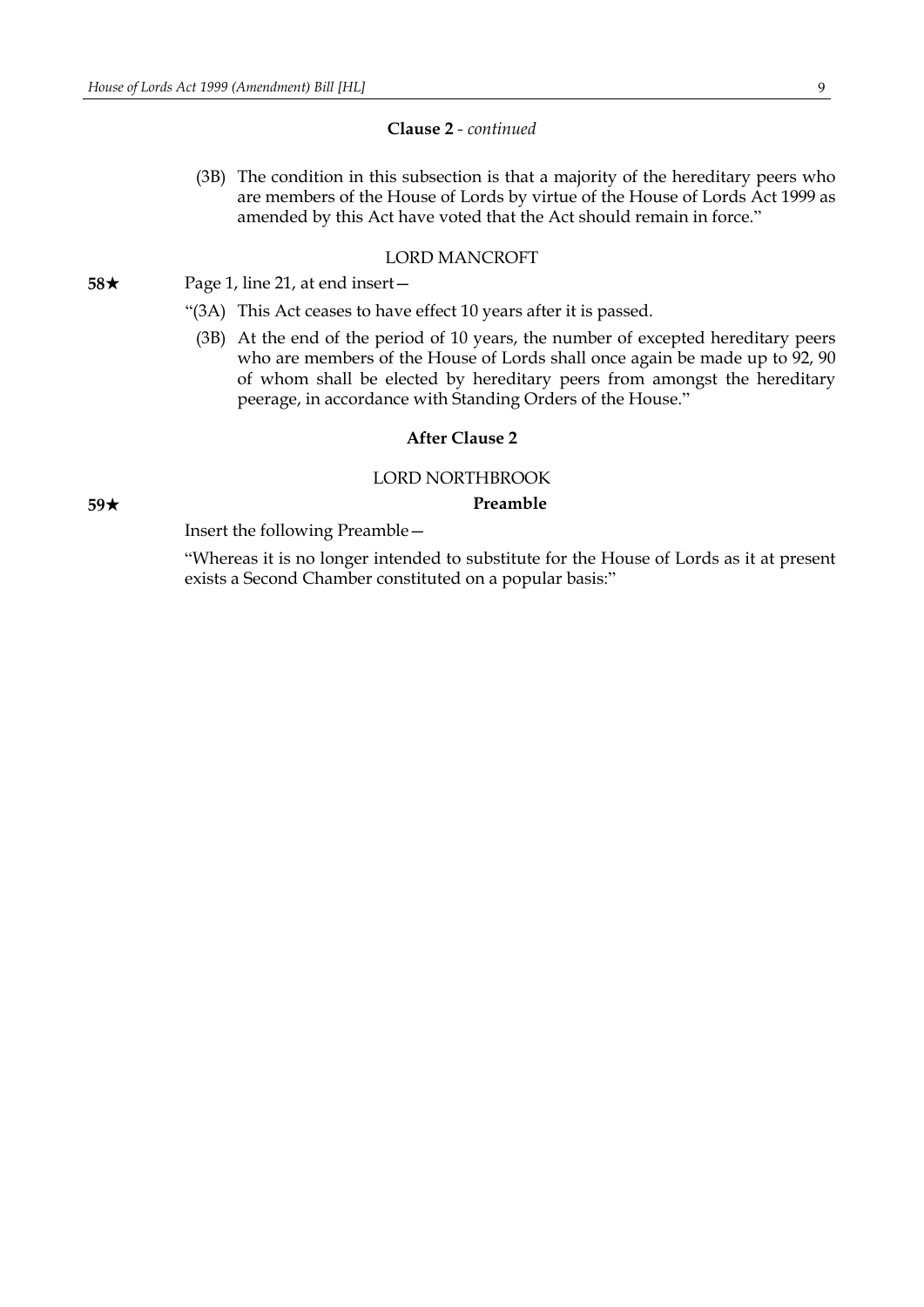**Clause 2** - *continued*

(3B) The condition in this subsection is that a majority of the hereditary peers who are members of the House of Lords by virtue of the House of Lords Act 1999 as amended by this Act have voted that the Act should remain in force."

LORD MANCROFT

**58★** Page 1, line 21, at end insert—

"(3A) This Act ceases to have effect 10 years after it is passed.

(3B) At the end of the period of 10 years, the number of excepted hereditary peers who are members of the House of Lords shall once again be made up to 92, 90 of whom shall be elected by hereditary peers from amongst the hereditary peerage, in accordance with Standing Orders of the House."

**After Clause 2**

LORD NORTHBROOK

**59★** **Preamble**

Insert the following Preamble—

"Whereas it is no longer intended to substitute for the House of Lords as it at present exists a Second Chamber constituted on a popular basis:"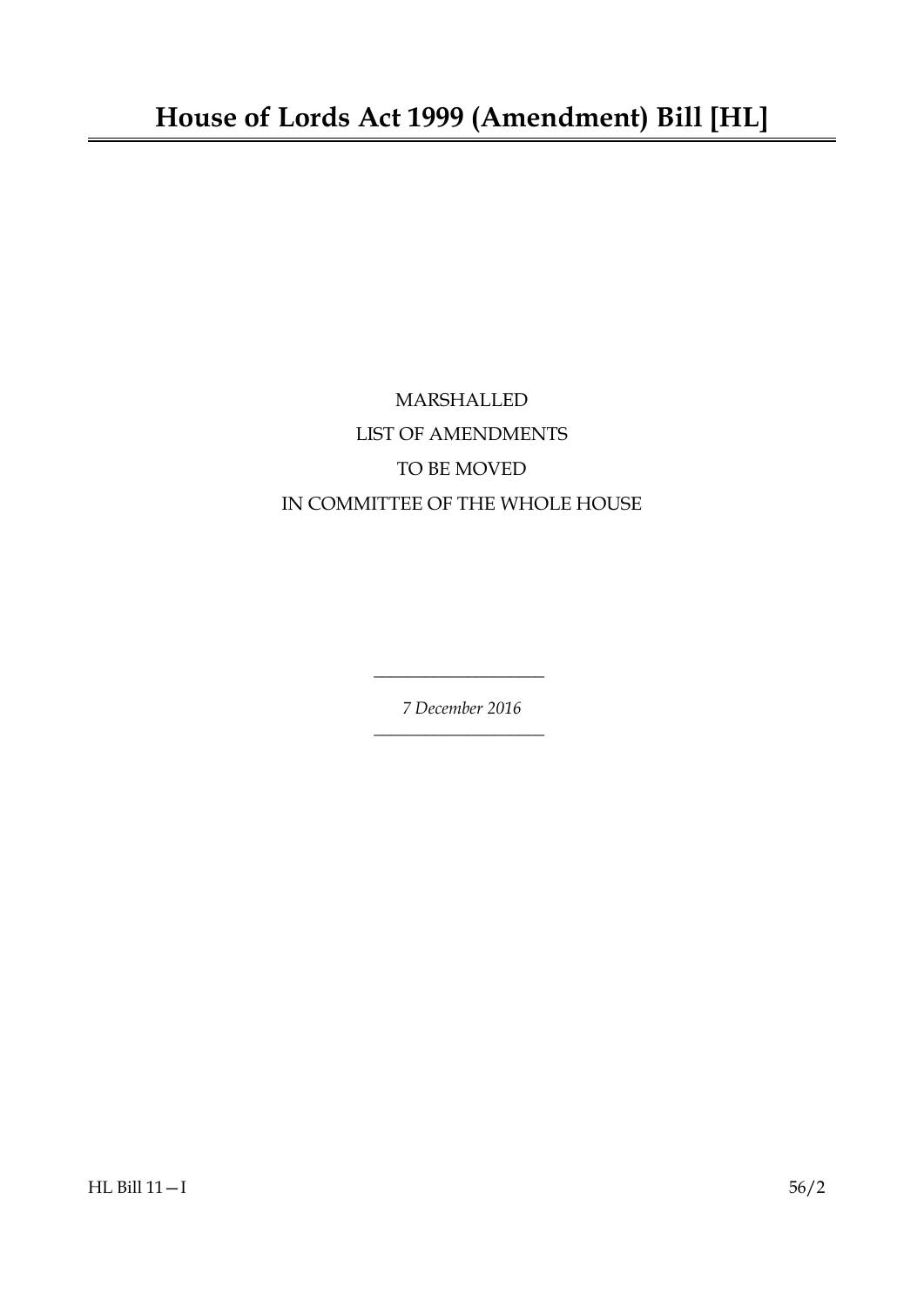# House of Lords Act 1999 (Amendment) Bill [HL]

MARSHALLED

LIST OF AMENDMENTS

TO BE MOVED

IN COMMITTEE OF THE WHOLE HOUSE

---

*7 December 2016*

---

HL Bill 11—I

56/2